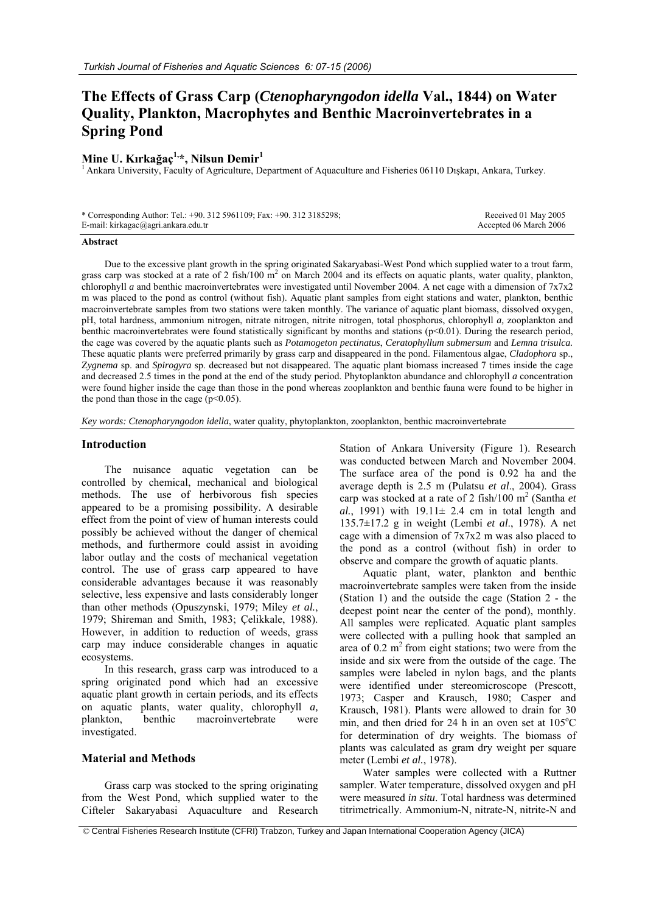# The Effects of Grass Carp (*Ctenopharyngodon idella* Val., 1844) on Water Quality, Plankton, Macrophytes and Benthic Macroinvertebrates in a Spring Pond

**Mine U. Kırkağaç[1,*], Nilsun Demir[1]**

[1] Ankara University, Faculty of Agriculture, Department of Aquaculture and Fisheries 06110 Dışkapı, Ankara, Turkey.

\* Corresponding Author: Tel.: +90. 312 5961109; Fax: +90. 312 3185298;
E-mail: kirkagac@agri.ankara.edu.tr

Received 01 May 2005
Accepted 06 March 2006

### Abstract

Due to the excessive plant growth in the spring originated Sakaryabasi-West Pond which supplied water to a trout farm, grass carp was stocked at a rate of 2 fish/100 $m^2$ on March 2004 and its effects on aquatic plants, water quality, plankton, chlorophyll *a* and benthic macroinvertebrates were investigated until November 2004. A net cage with a dimension of 7x7x2 m was placed to the pond as control (without fish). Aquatic plant samples from eight stations and water, plankton, benthic macroinvertebrate samples from two stations were taken monthly. The variance of aquatic plant biomass, dissolved oxygen, pH, total hardness, ammonium nitrogen, nitrate nitrogen, nitrite nitrogen, total phosphorus, chlorophyll *a*, zooplankton and benthic macroinvertebrates were found statistically significant by months and stations ($p<0.01$). During the research period, the cage was covered by the aquatic plants such as *Potamogeton pectinatus*, *Ceratophyllum submersum* and *Lemna trisulca.* These aquatic plants were preferred primarily by grass carp and disappeared in the pond. Filamentous algae, *Cladophora* sp., *Zygnema* sp. and *Spirogyra* sp. decreased but not disappeared. The aquatic plant biomass increased 7 times inside the cage and decreased 2.5 times in the pond at the end of the study period. Phytoplankton abundance and chlorophyll *a* concentration were found higher inside the cage than those in the pond whereas zooplankton and benthic fauna were found to be higher in the pond than those in the cage ($p<0.05$).

*Key words: Ctenopharyngodon idella*, water quality, phytoplankton, zooplankton, benthic macroinvertebrate

## Introduction

The nuisance aquatic vegetation can be controlled by chemical, mechanical and biological methods. The use of herbivorous fish species appeared to be a promising possibility. A desirable effect from the point of view of human interests could possibly be achieved without the danger of chemical methods, and furthermore could assist in avoiding labor outlay and the costs of mechanical vegetation control. The use of grass carp appeared to have considerable advantages because it was reasonably selective, less expensive and lasts considerably longer than other methods (Opuszynski, 1979; Miley *et al.*, 1979; Shireman and Smith, 1983; Çelikkale, 1988). However, in addition to reduction of weeds, grass carp may induce considerable changes in aquatic ecosystems.

In this research, grass carp was introduced to a spring originated pond which had an excessive aquatic plant growth in certain periods, and its effects on aquatic plants, water quality, chlorophyll *a,* plankton, benthic macroinvertebrate were investigated.

## Material and Methods

Grass carp was stocked to the spring originating from the West Pond, which supplied water to the Cifteler Sakaryabasi Aquaculture and Research Station of Ankara University (Figure 1). Research was conducted between March and November 2004. The surface area of the pond is 0.92 ha and the average depth is 2.5 m (Pulatsu *et al*., 2004). Grass carp was stocked at a rate of 2 fish/100 $m^2$ (Santha *et al.*, 1991) with 19.11± 2.4 cm in total length and 135.7±17.2 g in weight (Lembi *et al*., 1978). A net cage with a dimension of 7x7x2 m was also placed to the pond as a control (without fish) in order to observe and compare the growth of aquatic plants.

Aquatic plant, water, plankton and benthic macroinvertebrate samples were taken from the inside (Station 1) and the outside the cage (Station 2 - the deepest point near the center of the pond), monthly. All samples were replicated. Aquatic plant samples were collected with a pulling hook that sampled an area of 0.2 $m^2$ from eight stations; two were from the inside and six were from the outside of the cage. The samples were labeled in nylon bags, and the plants were identified under stereomicroscope (Prescott, 1973; Casper and Krausch, 1980; Casper and Krausch, 1981). Plants were allowed to drain for 30 min, and then dried for 24 h in an oven set at 105$^o$C for determination of dry weights. The biomass of plants was calculated as gram dry weight per square meter (Lembi *et al.*, 1978).

Water samples were collected with a Ruttner sampler. Water temperature, dissolved oxygen and pH were measured *in situ*. Total hardness was determined titrimetrically. Ammonium-N, nitrate-N, nitrite-N and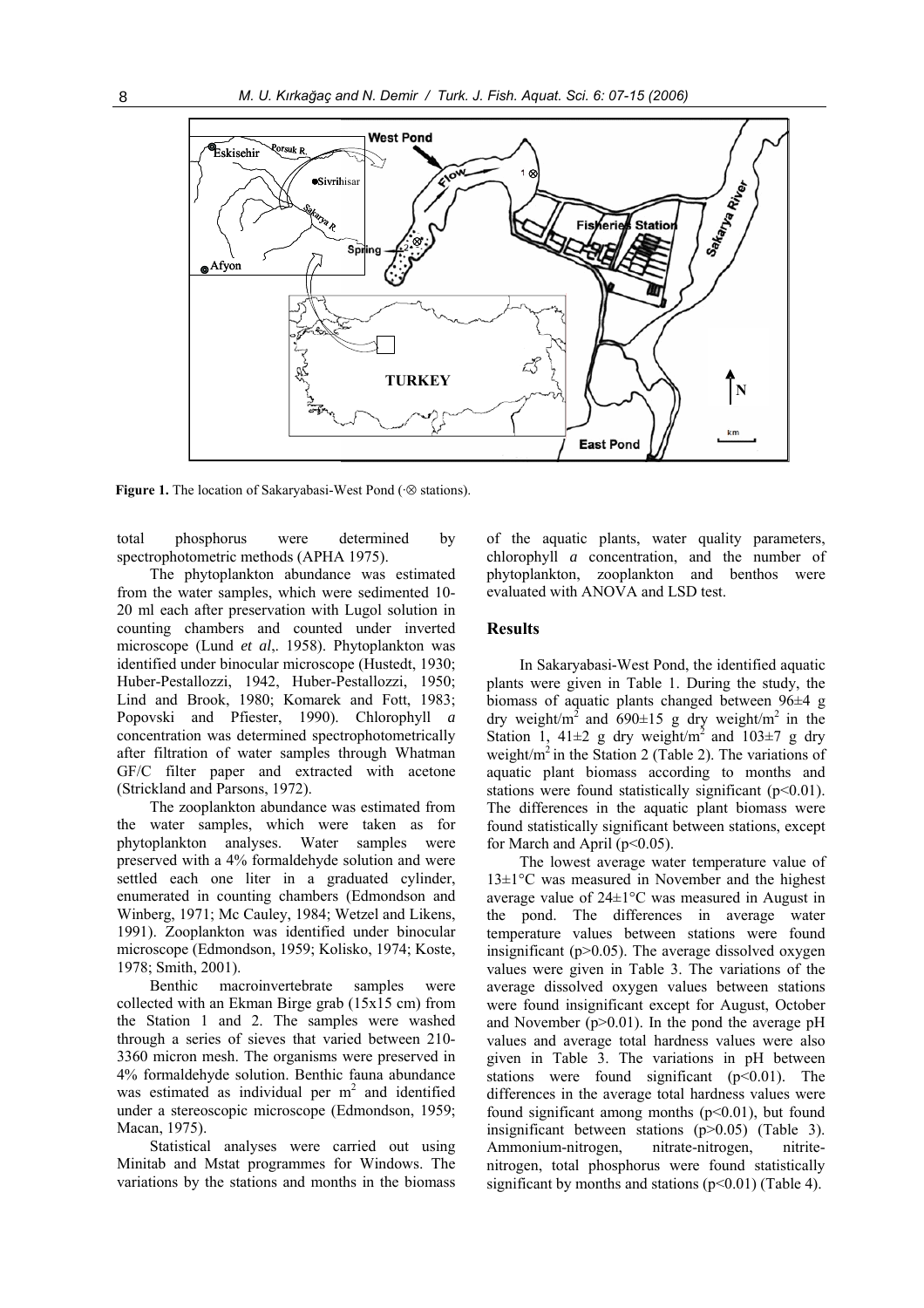Figure 1. The location of Sakaryabasi-West Pond (·⊗ stations).

total phosphorus were determined by spectrophotometric methods (APHA 1975).

The phytoplankton abundance was estimated from the water samples, which were sedimented 10-20 ml each after preservation with Lugol solution in counting chambers and counted under inverted microscope (Lund *et al*,. 1958). Phytoplankton was identified under binocular microscope (Hustedt, 1930; Huber-Pestallozzi, 1942, Huber-Pestallozzi, 1950; Lind and Brook, 1980; Komarek and Fott, 1983; Popovski and Pfiester, 1990). Chlorophyll *a* concentration was determined spectrophotometrically after filtration of water samples through Whatman GF/C filter paper and extracted with acetone (Strickland and Parsons, 1972).

The zooplankton abundance was estimated from the water samples, which were taken as for phytoplankton analyses. Water samples were preserved with a 4% formaldehyde solution and were settled each one liter in a graduated cylinder, enumerated in counting chambers (Edmondson and Winberg, 1971; Mc Cauley, 1984; Wetzel and Likens, 1991). Zooplankton was identified under binocular microscope (Edmondson, 1959; Kolisko, 1974; Koste, 1978; Smith, 2001).

Benthic macroinvertebrate samples were collected with an Ekman Birge grab (15x15 cm) from the Station 1 and 2. The samples were washed through a series of sieves that varied between 210-3360 micron mesh. The organisms were preserved in 4% formaldehyde solution. Benthic fauna abundance was estimated as individual per $m^2$ and identified under a stereoscopic microscope (Edmondson, 1959; Macan, 1975).

Statistical analyses were carried out using Minitab and Mstat programmes for Windows. The variations by the stations and months in the biomass of the aquatic plants, water quality parameters, chlorophyll *a* concentration, and the number of phytoplankton, zooplankton and benthos were evaluated with ANOVA and LSD test.

## Results

In Sakaryabasi-West Pond, the identified aquatic plants were given in Table 1. During the study, the biomass of aquatic plants changed between 96±4 g dry weight/$m^2$ and 690±15 g dry weight/$m^2$ in the Station 1, 41±2 g dry weight/$m^2$ and 103±7 g dry weight/$m^2$ in the Station 2 (Table 2). The variations of aquatic plant biomass according to months and stations were found statistically significant ($p<0.01$). The differences in the aquatic plant biomass were found statistically significant between stations, except for March and April ($p<0.05$).

The lowest average water temperature value of 13±1°C was measured in November and the highest average value of 24±1°C was measured in August in the pond. The differences in average water temperature values between stations were found insignificant ($p>0.05$). The average dissolved oxygen values were given in Table 3. The variations of the average dissolved oxygen values between stations were found insignificant except for August, October and November ($p>0.01$). In the pond the average pH values and average total hardness values were also given in Table 3. The variations in pH between stations were found significant ($p<0.01$). The differences in the average total hardness values were found significant among months ($p<0.01$), but found insignificant between stations ($p>0.05$) (Table 3). Ammonium-nitrogen, nitrate-nitrogen, nitrite-nitrogen, total phosphorus were found statistically significant by months and stations ($p<0.01$) (Table 4).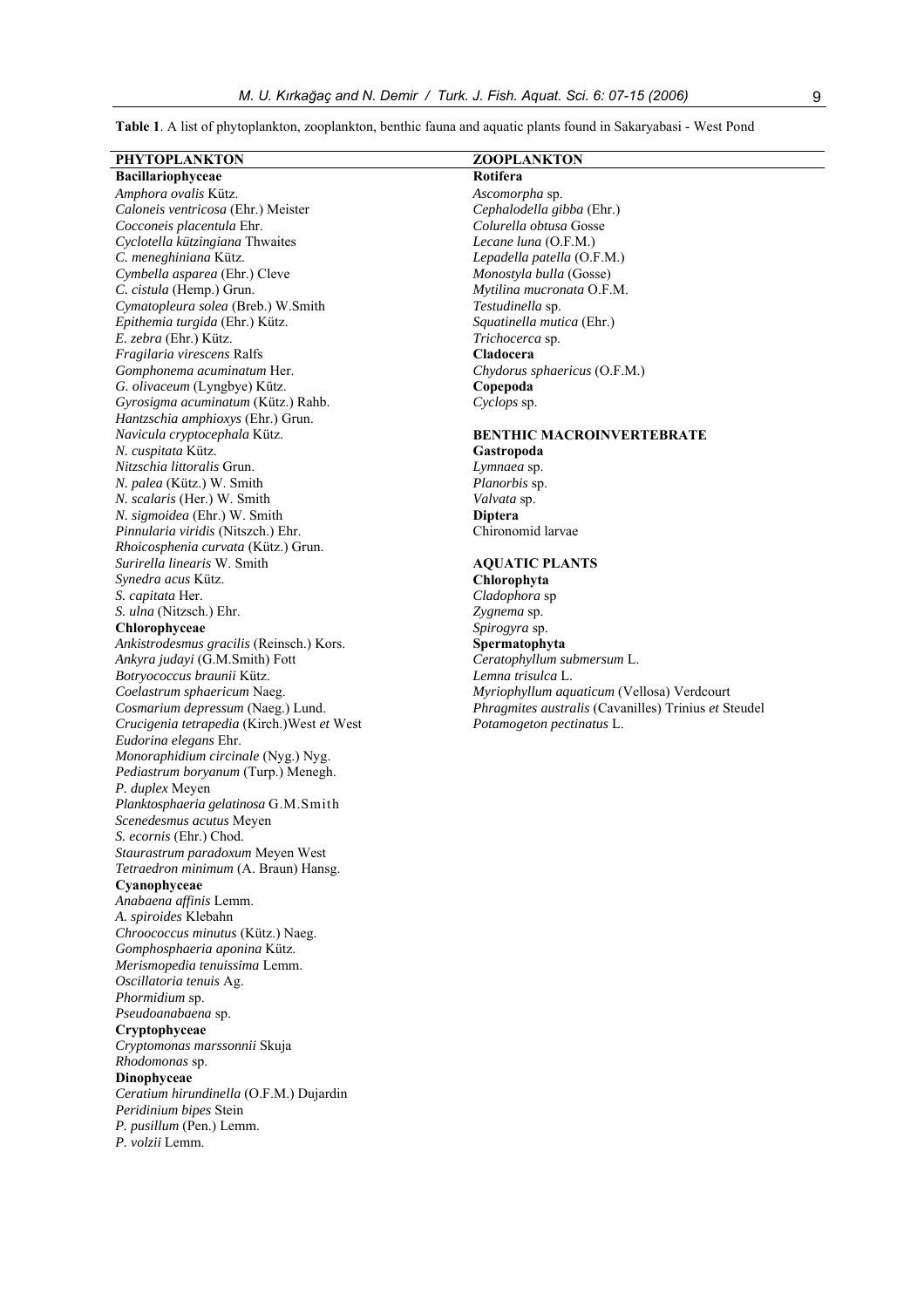**Table 1**. A list of phytoplankton, zooplankton, benthic fauna and aquatic plants found in Sakaryabasi - West Pond

**PHYTOPLANKTON**

**Bacillariophyceae**

*Amphora ovalis* Kütz.
*Caloneis ventricosa* (Ehr.) Meister
*Cocconeis placentula* Ehr.
*Cyclotella kützingiana* Thwaites
*C. meneghiniana* Kütz.
*Cymbella asparea* (Ehr.) Cleve
*C. cistula* (Hemp.) Grun.
*Cymatopleura solea* (Breb.) W.Smith
*Epithemia turgida* (Ehr.) Kütz.
*E. zebra* (Ehr.) Kütz.
*Fragilaria virescens* Ralfs
*Gomphonema acuminatum* Her.
*G. olivaceum* (Lyngbye) Kütz.
*Gyrosigma acuminatum* (Kütz.) Rahb.
*Hantzschia amphioxys* (Ehr.) Grun.
*Navicula cryptocephala* Kütz.
*N. cuspitata* Kütz.
*Nitzschia littoralis* Grun.
*N. palea* (Kütz.) W. Smith
*N. scalaris* (Her.) W. Smith
*N. sigmoidea* (Ehr.) W. Smith
*Pinnularia viridis* (Nitszch.) Ehr.
*Rhoicosphenia curvata* (Kütz.) Grun.
*Surirella linearis* W. Smith
*Synedra acus* Kütz.
*S. capitata* Her.
*S. ulna* (Nitzsch.) Ehr.

**Chlorophyceae**

*Ankistrodesmus gracilis* (Reinsch.) Kors.
*Ankyra judayi* (G.M.Smith) Fott
*Botryococcus braunii* Kütz.
*Coelastrum sphaericum* Naeg.
*Cosmarium depressum* (Naeg.) Lund.
*Crucigenia tetrapedia* (Kirch.)West *et* West
*Eudorina elegans* Ehr.
*Monoraphidium circinale* (Nyg.) Nyg.
*Pediastrum boryanum* (Turp.) Menegh.
*P. duplex* Meyen
*Planktosphaeria gelatinosa* G.M.Smith
*Scenedesmus acutus* Meyen
*S. ecornis* (Ehr.) Chod.
*Staurastrum paradoxum* Meyen West
*Tetraedron minimum* (A. Braun) Hansg.

**Cyanophyceae**

*Anabaena affinis* Lemm.
*A. spiroides* Klebahn
*Chroococcus minutus* (Kütz.) Naeg.
*Gomphosphaeria aponina* Kütz.
*Merismopedia tenuissima* Lemm.
*Oscillatoria tenuis* Ag.
*Phormidium* sp.
*Pseudoanabaena* sp.

**Cryptophyceae**

*Cryptomonas marssonnii* Skuja
*Rhodomonas* sp.

**Dinophyceae**

*Ceratium hirundinella* (O.F.M.) Dujardin
*Peridinium bipes* Stein
*P. pusillum* (Pen.) Lemm.
*P. volzii* Lemm.

**ZOOPLANKTON**

**Rotifera**

*Ascomorpha* sp.
*Cephalodella gibba* (Ehr.)
*Colurella obtusa* Gosse
*Lecane luna* (O.F.M.)
*Lepadella patella* (O.F.M.)
*Monostyla bulla* (Gosse)
*Mytilina mucronata* O.F.M.
*Testudinella* sp.
*Squatinella mutica* (Ehr.)
*Trichocerca* sp.

**Cladocera**

*Chydorus sphaericus* (O.F.M.)

**Copepoda**

*Cyclops* sp.

**BENTHIC MACROINVERTEBRATE**

**Gastropoda**

*Lymnaea* sp.
*Planorbis* sp.
*Valvata* sp.

**Diptera**

Chironomid larvae

**AQUATIC PLANTS**

**Chlorophyta**

*Cladophora* sp
*Zygnema* sp.
*Spirogyra* sp.

**Spermatophyta**

*Ceratophyllum submersum* L.
*Lemna trisulca* L.
*Myriophyllum aquaticum* (Vellosa) Verdcourt
*Phragmites australis* (Cavanilles) Trinius *et* Steudel
*Potamogeton pectinatus* L.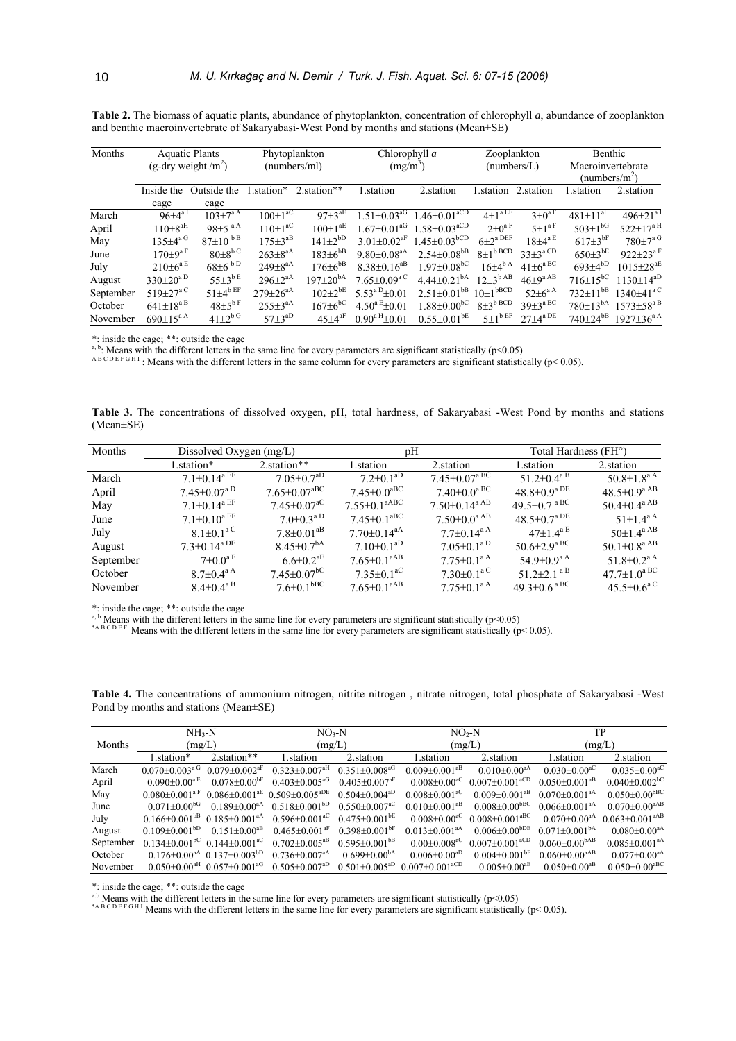**Table 2.** The biomass of aquatic plants, abundance of phytoplankton, concentration of chlorophyll *a*, abundance of zooplankton and benthic macroinvertebrate of Sakaryabasi-West Pond by months and stations (Mean±SE)

| Months | Aquatic Plants (g-dry weight./m$^2$) | | Phytoplankton (numbers/ml) | | Chlorophyll *a* (mg/m$^3$) | | Zooplankton (numbers/L) | | Benthic Macroinvertebrate (numbers/m$^2$) | |
|---|---|---|---|---|---|---|---|---|---|---|
| | Inside the cage | Outside the cage | 1.station* | 2.station** | 1.station | 2.station | 1.station | 2.station | 1.station | 2.station |
| March | 96±4$^{a\,I}$ | 103±7$^{a\,A}$ | 100±1$^{aC}$ | 97±3$^{aE}$ | 1.51±0.03$^{aG}$ | 1.46±0.01$^{aCD}$ | 4±1$^{a\,EF}$ | 3±0$^{a\,F}$ | 481±11$^{aH}$ | 496±21$^{a\,I}$ |
| April | 110±8$^{aH}$ | 98±5$^{a\,A}$ | 110±1$^{aC}$ | 100±1$^{aE}$ | 1.67±0.01$^{aG}$ | 1.58±0.03$^{aCD}$ | 2±0$^{a\,F}$ | 5±1$^{a\,F}$ | 503±1$^{bG}$ | 522±17$^{a\,H}$ |
| May | 135±4$^{a\,G}$ | 87±10$^{b\,B}$ | 175±3$^{aB}$ | 141±2$^{bD}$ | 3.01±0.02$^{aF}$ | 1.45±0.03$^{bCD}$ | 6±2$^{a\,DEF}$ | 18±4$^{a\,E}$ | 617±3$^{bF}$ | 780±7$^{a\,G}$ |
| June | 170±9$^{a\,F}$ | 80±8$^{b\,C}$ | 263±8$^{aA}$ | 183±6$^{bB}$ | 9.80±0.08$^{aA}$ | 2.54±0.08$^{bB}$ | 8±1$^{b\,BCD}$ | 33±3$^{a\,CD}$ | 650±3$^{bE}$ | 922±23$^{a\,F}$ |
| July | 210±6$^{a\,E}$ | 68±6$^{b\,D}$ | 249±8$^{aA}$ | 176±6$^{bB}$ | 8.38±0.16$^{aB}$ | 1.97±0.08$^{bC}$ | 16±4$^{b\,A}$ | 41±6$^{a\,BC}$ | 693±4$^{bD}$ | 1015±28$^{aE}$ |
| August | 330±20$^{a\,D}$ | 55±3$^{b\,E}$ | 296±2$^{aA}$ | 197±20$^{bA}$ | 7.65±0.09$^{a\,C}$ | 4.44±0.21$^{bA}$ | 12±3$^{b\,AB}$ | 46±9$^{a\,AB}$ | 716±15$^{bC}$ | 1130±14$^{aD}$ |
| September | 519±27$^{a\,C}$ | 51±4$^{b\,EF}$ | 279±26$^{aA}$ | 102±2$^{bE}$ | 5.53$^{a\,D}$±0.01 | 2.51±0.01$^{bB}$ | 10±1$^{bBCD}$ | 52±6$^{a\,A}$ | 732±11$^{bB}$ | 1340±41$^{a\,C}$ |
| October | 641±18$^{a\,B}$ | 48±5$^{b\,F}$ | 255±3$^{aA}$ | 167±6$^{bC}$ | 4.50$^{a\,E}$±0.01 | 1.88±0.00$^{bC}$ | 8±3$^{b\,BCD}$ | 39±3$^{a\,BC}$ | 780±13$^{bA}$ | 1573±58$^{a\,B}$ |
| November | 690±15$^{a\,A}$ | 41±2$^{b\,G}$ | 57±3$^{aD}$ | 45±4$^{aF}$ | 0.90$^{a\,H}$±0.01 | 0.55±0.01$^{bE}$ | 5±1$^{b\,EF}$ | 27±4$^{a\,DE}$ | 740±24$^{bB}$ | 1927±36$^{a\,A}$ |

*: inside the cage; **: outside the cage

a, b: Means with the different letters in the same line for every parameters are significant statistically ($p<0.05$)

A B C D E F G H I : Means with the different letters in the same column for every parameters are significant statistically ($p< 0.05$).

**Table 3.** The concentrations of dissolved oxygen, pH, total hardness, of Sakaryabasi -West Pond by months and stations (Mean±SE)

| Months | Dissolved Oxygen (mg/L) | | pH | | Total Hardness (FH°) | |
|---|---|---|---|---|---|---|
| | 1.station* | 2.station** | 1.station | 2.station | 1.station | 2.station |
| March | 7.1±0.14$^{a\,EF}$ | 7.05±0.7$^{aD}$ | 7.2±0.1$^{aD}$ | 7.45±0.07$^{a\,BC}$ | 51.2±0.4$^{a\,B}$ | 50.8±1.8$^{a\,A}$ |
| April | 7.45±0.07$^{a\,D}$ | 7.65±0.07$^{aBC}$ | 7.45±0.0$^{aBC}$ | 7.40±0.0$^{a\,BC}$ | 48.8±0.9$^{a\,DE}$ | 48.5±0.9$^{a\,AB}$ |
| May | 7.1±0.14$^{a\,EF}$ | 7.45±0.07$^{aC}$ | 7.55±0.1$^{aABC}$ | 7.50±0.14$^{a\,AB}$ | 49.5±0.7$^{a\,BC}$ | 50.4±0.4$^{a\,AB}$ |
| June | 7.1±0.10$^{a\,EF}$ | 7.0±0.3$^{a\,D}$ | 7.45±0.1$^{aBC}$ | 7.50±0.0$^{a\,AB}$ | 48.5±0.7$^{a\,DE}$ | 51±1.4$^{a\,A}$ |
| July | 8.1±0.1$^{a\,C}$ | 7.8±0.01$^{aB}$ | 7.70±0.14$^{aA}$ | 7.7±0.14$^{a\,A}$ | 47±1.4$^{a\,E}$ | 50±1.4$^{a\,AB}$ |
| August | 7.3±0.14$^{a\,DE}$ | 8.45±0.7$^{bA}$ | 7.10±0.1$^{aD}$ | 7.05±0.1$^{a\,D}$ | 50.6±2.9$^{a\,BC}$ | 50.1±0.8$^{a\,AB}$ |
| September | 7±0.0$^{a\,F}$ | 6.6±0.2$^{aE}$ | 7.65±0.1$^{aAB}$ | 7.75±0.1$^{a\,A}$ | 54.9±0.9$^{a\,A}$ | 51.8±0.2$^{a\,A}$ |
| October | 8.7±0.4$^{a\,A}$ | 7.45±0.07$^{bC}$ | 7.35±0.1$^{aC}$ | 7.30±0.1$^{a\,C}$ | 51.2±2.1$^{a\,B}$ | 47.7±1.0$^{a\,BC}$ |
| November | 8.4±0.4$^{a\,B}$ | 7.6±0.1$^{bBC}$ | 7.65±0.1$^{aAB}$ | 7.75±0.1$^{a\,A}$ | 49.3±0.6$^{a\,BC}$ | 45.5±0.6$^{a\,C}$ |

*: inside the cage; **: outside the cage

a, b Means with the different letters in the same line for every parameters are significant statistically ($p<0.05$)

*A B C D E F Means with the different letters in the same line for every parameters are significant statistically ($p< 0.05$).

**Table 4.** The concentrations of ammonium nitrogen, nitrite nitrogen , nitrate nitrogen, total phosphate of Sakaryabasi -West Pond by months and stations (Mean±SE)

| Months | $NH_3$-N (mg/L) | | $NO_3$-N (mg/L) | | $NO_2$-N (mg/L) | | TP (mg/L) | |
|---|---|---|---|---|---|---|---|---|
| | 1.station* | 2.station** | 1.station | 2.station | 1.station | 2.station | 1.station | 2.station |
| March | 0.070±0.003$^{a\,G}$ | 0.079±0.002$^{aF}$ | 0.323±0.007$^{aH}$ | 0.351±0.008$^{aG}$ | 0.009±0.001$^{aB}$ | 0.010±0.00$^{aA}$ | 0.030±0.00$^{aC}$ | 0.035±0.00$^{aC}$ |
| April | 0.090±0.00$^{a\,E}$ | 0.078±0.00$^{bF}$ | 0.403±0.005$^{aG}$ | 0.405±0.007$^{aF}$ | 0.008±0.00$^{aC}$ | 0.007±0.001$^{aCD}$ | 0.050±0.001$^{aB}$ | 0.040±0.002$^{bC}$ |
| May | 0.080±0.001$^{a\,F}$ | 0.086±0.001$^{aE}$ | 0.509±0.005$^{aDE}$ | 0.504±0.004$^{aD}$ | 0.008±0.001$^{aC}$ | 0.009±0.001$^{aB}$ | 0.070±0.001$^{aA}$ | 0.050±0.00$^{bBC}$ |
| June | 0.071±0.00$^{bG}$ | 0.189±0.00$^{aA}$ | 0.518±0.001$^{bD}$ | 0.550±0.007$^{aC}$ | 0.010±0.001$^{aB}$ | 0.008±0.00$^{bBC}$ | 0.066±0.001$^{aA}$ | 0.070±0.00$^{aAB}$ |
| July | 0.166±0.001$^{bB}$ | 0.185±0.001$^{aA}$ | 0.596±0.001$^{aC}$ | 0.475±0.001$^{bE}$ | 0.008±0.00$^{aC}$ | 0.008±0.001$^{aBC}$ | 0.070±0.00$^{aA}$ | 0.063±0.001$^{aAB}$ |
| August | 0.109±0.001$^{bD}$ | 0.151±0.00$^{aB}$ | 0.465±0.001$^{aF}$ | 0.398±0.001$^{bF}$ | 0.013±0.001$^{aA}$ | 0.006±0.00$^{bDE}$ | 0.071±0.001$^{bA}$ | 0.080±0.00$^{aA}$ |
| September | 0.134±0.001$^{bC}$ | 0.144±0.001$^{aC}$ | 0.702±0.005$^{aB}$ | 0.595±0.001$^{bB}$ | 0.00±0.008$^{aC}$ | 0.007±0.001$^{aCD}$ | 0.060±0.00$^{bAB}$ | 0.085±0.001$^{aA}$ |
| October | 0.176±0.00$^{aA}$ | 0.137±0.003$^{bD}$ | 0.736±0.007$^{aA}$ | 0.699±0.00$^{bA}$ | 0.006±0.00$^{aD}$ | 0.004±0.001$^{bF}$ | 0.060±0.00$^{aAB}$ | 0.077±0.00$^{aA}$ |
| November | 0.050±0.00$^{aH}$ | 0.057±0.001$^{aG}$ | 0.505±0.007$^{aD}$ | 0.501±0.005$^{aD}$ | 0.007±0.001$^{aCD}$ | 0.005±0.00$^{aE}$ | 0.050±0.00$^{aB}$ | 0.050±0.00$^{aBC}$ |

*: inside the cage; **: outside the cage

a,b Means with the different letters in the same line for every parameters are significant statistically ($p<0.05$)

*A B C D E F G H I Means with the different letters in the same line for every parameters are significant statistically ($p< 0.05$).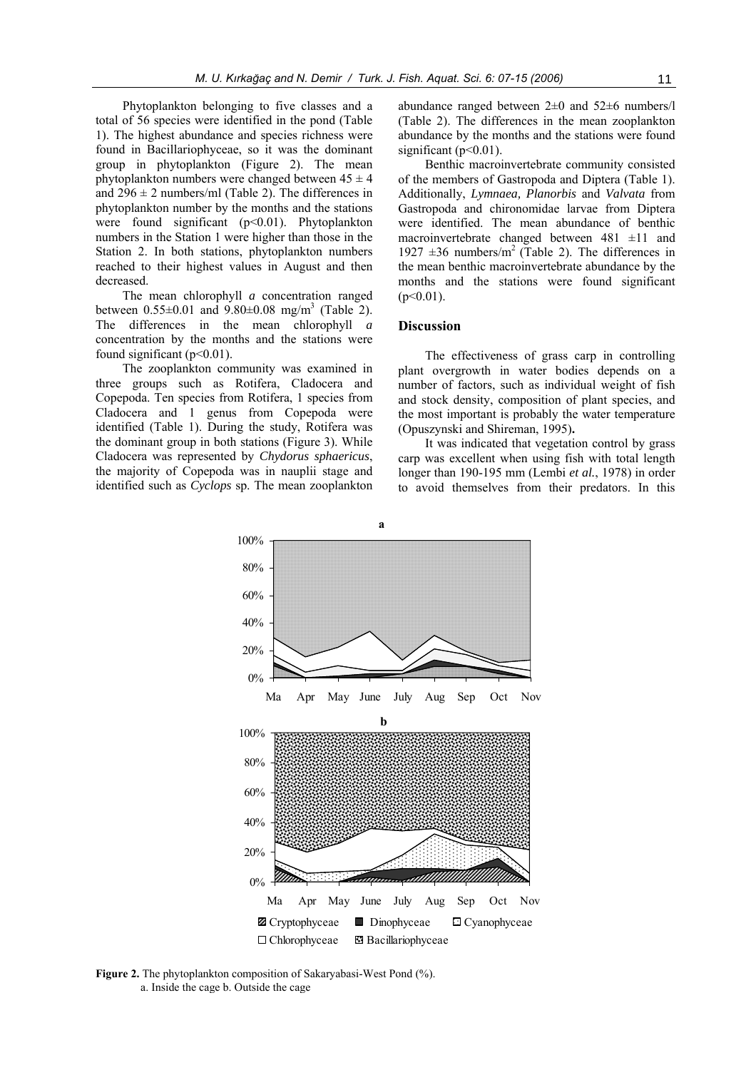Phytoplankton belonging to five classes and a total of 56 species were identified in the pond (Table 1). The highest abundance and species richness were found in Bacillariophyceae, so it was the dominant group in phytoplankton (Figure 2). The mean phytoplankton numbers were changed between $45 \pm 4$ and $296 \pm 2$ numbers/ml (Table 2). The differences in phytoplankton number by the months and the stations were found significant ($p<0.01$). Phytoplankton numbers in the Station 1 were higher than those in the Station 2. In both stations, phytoplankton numbers reached to their highest values in August and then decreased.

The mean chlorophyll *a* concentration ranged between $0.55\pm0.01$ and $9.80\pm0.08$ mg/m$^3$ (Table 2). The differences in the mean chlorophyll *a* concentration by the months and the stations were found significant ($p<0.01$).

The zooplankton community was examined in three groups such as Rotifera, Cladocera and Copepoda. Ten species from Rotifera, 1 species from Cladocera and 1 genus from Copepoda were identified (Table 1). During the study, Rotifera was the dominant group in both stations (Figure 3). While Cladocera was represented by *Chydorus sphaericus*, the majority of Copepoda was in nauplii stage and identified such as *Cyclops* sp. The mean zooplankton abundance ranged between $2\pm0$ and $52\pm6$ numbers/l (Table 2). The differences in the mean zooplankton abundance by the months and the stations were found significant ($p<0.01$).

Benthic macroinvertebrate community consisted of the members of Gastropoda and Diptera (Table 1). Additionally, *Lymnaea, Planorbis* and *Valvata* from Gastropoda and chironomidae larvae from Diptera were identified. The mean abundance of benthic macroinvertebrate changed between $481 \pm11$ and $1927 \pm36$ numbers/m$^2$ (Table 2). The differences in the mean benthic macroinvertebrate abundance by the months and the stations were found significant ($p<0.01$).

## Discussion

The effectiveness of grass carp in controlling plant overgrowth in water bodies depends on a number of factors, such as individual weight of fish and stock density, composition of plant species, and the most important is probably the water temperature (Opuszynski and Shireman, 1995)**.**

It was indicated that vegetation control by grass carp was excellent when using fish with total length longer than 190-195 mm (Lembi *et al.*, 1978) in order to avoid themselves from their predators. In this

**Figure 2.** The phytoplankton composition of Sakaryabasi-West Pond (%).
a. Inside the cage b. Outside the cage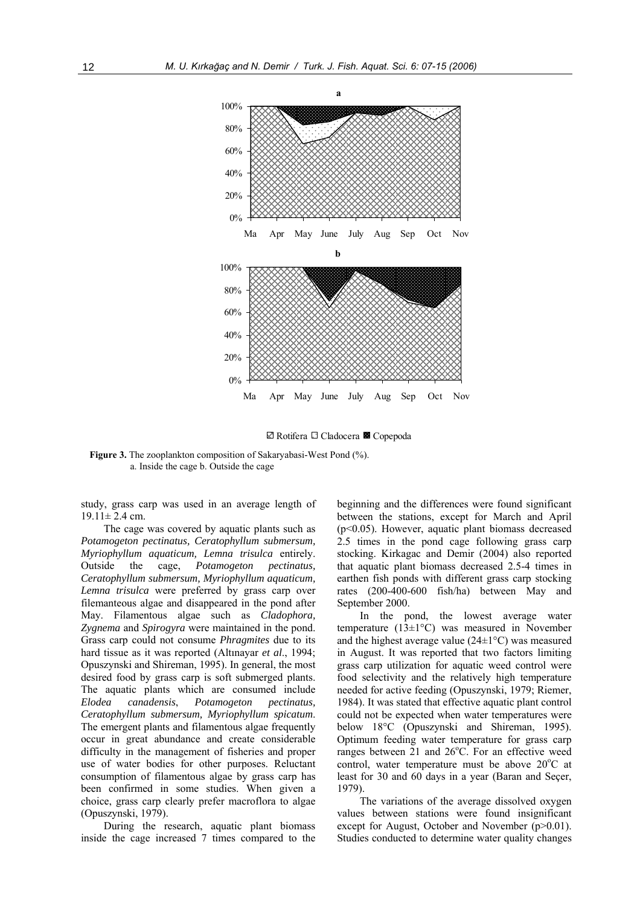Rotifera Cladocera Copepoda

**Figure 3.** The zooplankton composition of Sakaryabasi-West Pond (%).
a. Inside the cage b. Outside the cage

study, grass carp was used in an average length of 19.11± 2.4 cm.

The cage was covered by aquatic plants such as *Potamogeton pectinatus, Ceratophyllum submersum, Myriophyllum aquaticum, Lemna trisulca* entirely. Outside the cage, *Potamogeton pectinatus, Ceratophyllum submersum, Myriophyllum aquaticum, Lemna trisulca* were preferred by grass carp over filemanteous algae and disappeared in the pond after May. Filamentous algae such as *Cladophora, Zygnema* and *Spirogyra* were maintained in the pond. Grass carp could not consume *Phragmites* due to its hard tissue as it was reported (Altınayar *et al*., 1994; Opuszynski and Shireman, 1995). In general, the most desired food by grass carp is soft submerged plants. The aquatic plants which are consumed include *Elodea canadensis*, *Potamogeton pectinatus, Ceratophyllum submersum, Myriophyllum spicatum*. The emergent plants and filamentous algae frequently occur in great abundance and create considerable difficulty in the management of fisheries and proper use of water bodies for other purposes. Reluctant consumption of filamentous algae by grass carp has been confirmed in some studies. When given a choice, grass carp clearly prefer macroflora to algae (Opuszynski, 1979).

During the research, aquatic plant biomass inside the cage increased 7 times compared to the beginning and the differences were found significant between the stations, except for March and April ($p<0.05$). However, aquatic plant biomass decreased 2.5 times in the pond cage following grass carp stocking. Kirkagac and Demir (2004) also reported that aquatic plant biomass decreased 2.5-4 times in earthen fish ponds with different grass carp stocking rates (200-400-600 fish/ha) between May and September 2000.

In the pond, the lowest average water temperature (13±1°C) was measured in November and the highest average value (24±1°C) was measured in August. It was reported that two factors limiting grass carp utilization for aquatic weed control were food selectivity and the relatively high temperature needed for active feeding (Opuszynski, 1979; Riemer, 1984). It was stated that effective aquatic plant control could not be expected when water temperatures were below 18°C (Opuszynski and Shireman, 1995). Optimum feeding water temperature for grass carp ranges between 21 and 26°C. For an effective weed control, water temperature must be above 20°C at least for 30 and 60 days in a year (Baran and Seçer, 1979).

The variations of the average dissolved oxygen values between stations were found insignificant except for August, October and November ($p>0.01$). Studies conducted to determine water quality changes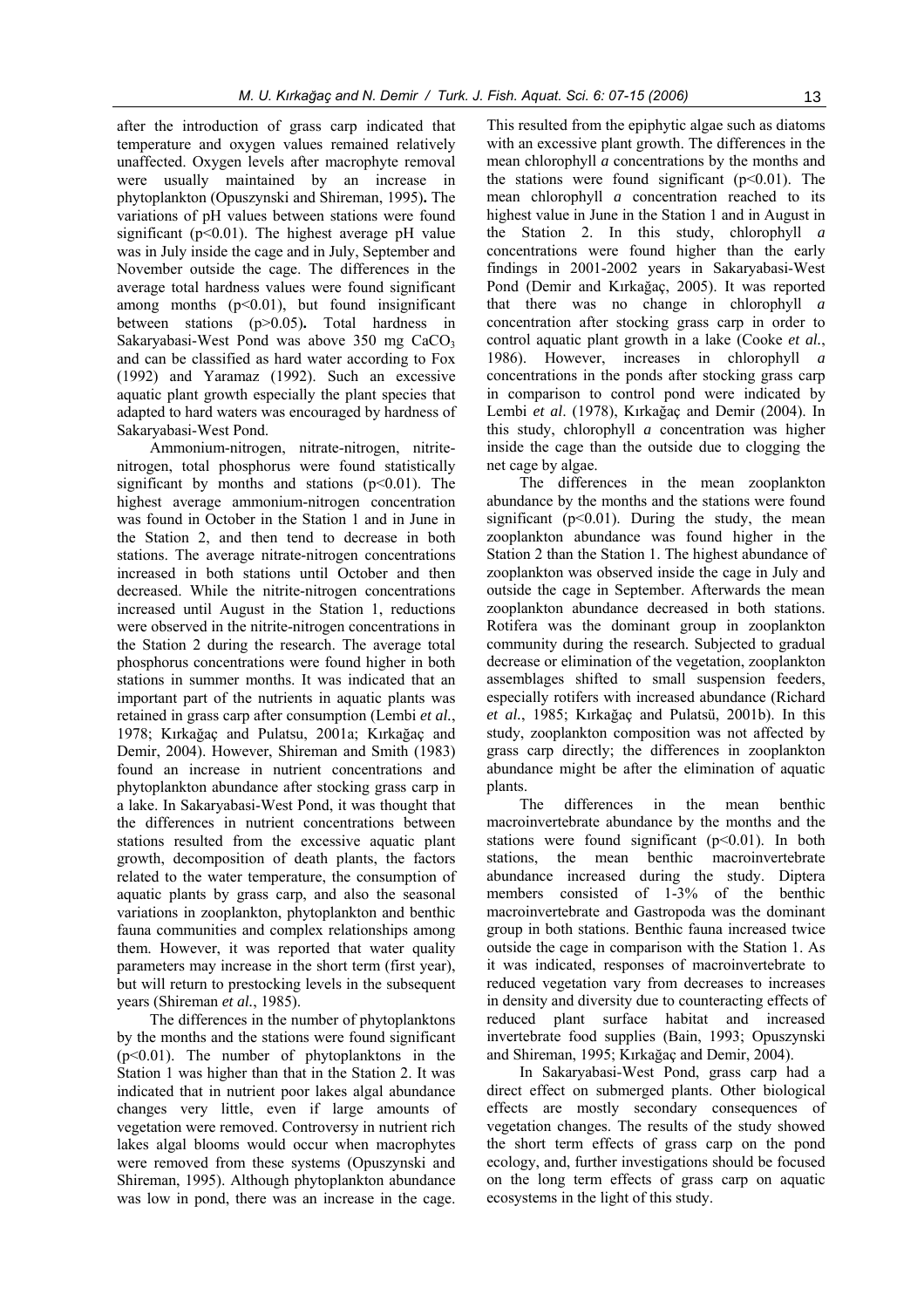after the introduction of grass carp indicated that temperature and oxygen values remained relatively unaffected. Oxygen levels after macrophyte removal were usually maintained by an increase in phytoplankton (Opuszynski and Shireman, 1995). The variations of pH values between stations were found significant ($p<0.01$). The highest average pH value was in July inside the cage and in July, September and November outside the cage. The differences in the average total hardness values were found significant among months ($p<0.01$), but found insignificant between stations ($p>0.05$). Total hardness in Sakaryabasi-West Pond was above 350 mg $CaCO_3$ and can be classified as hard water according to Fox (1992) and Yaramaz (1992). Such an excessive aquatic plant growth especially the plant species that adapted to hard waters was encouraged by hardness of Sakaryabasi-West Pond.

Ammonium-nitrogen, nitrate-nitrogen, nitrite-nitrogen, total phosphorus were found statistically significant by months and stations ($p<0.01$). The highest average ammonium-nitrogen concentration was found in October in the Station 1 and in June in the Station 2, and then tend to decrease in both stations. The average nitrate-nitrogen concentrations increased in both stations until October and then decreased. While the nitrite-nitrogen concentrations increased until August in the Station 1, reductions were observed in the nitrite-nitrogen concentrations in the Station 2 during the research. The average total phosphorus concentrations were found higher in both stations in summer months. It was indicated that an important part of the nutrients in aquatic plants was retained in grass carp after consumption (Lembi *et al.*, 1978; Kırkağaç and Pulatsu, 2001a; Kırkağaç and Demir, 2004). However, Shireman and Smith (1983) found an increase in nutrient concentrations and phytoplankton abundance after stocking grass carp in a lake. In Sakaryabasi-West Pond, it was thought that the differences in nutrient concentrations between stations resulted from the excessive aquatic plant growth, decomposition of death plants, the factors related to the water temperature, the consumption of aquatic plants by grass carp, and also the seasonal variations in zooplankton, phytoplankton and benthic fauna communities and complex relationships among them. However, it was reported that water quality parameters may increase in the short term (first year), but will return to prestocking levels in the subsequent years (Shireman *et al.*, 1985).

The differences in the number of phytoplanktons by the months and the stations were found significant ($p<0.01$). The number of phytoplanktons in the Station 1 was higher than that in the Station 2. It was indicated that in nutrient poor lakes algal abundance changes very little, even if large amounts of vegetation were removed. Controversy in nutrient rich lakes algal blooms would occur when macrophytes were removed from these systems (Opuszynski and Shireman, 1995). Although phytoplankton abundance was low in pond, there was an increase in the cage. This resulted from the epiphytic algae such as diatoms with an excessive plant growth. The differences in the mean chlorophyll *a* concentrations by the months and the stations were found significant ($p<0.01$). The mean chlorophyll *a* concentration reached to its highest value in June in the Station 1 and in August in the Station 2. In this study, chlorophyll *a* concentrations were found higher than the early findings in 2001-2002 years in Sakaryabasi-West Pond (Demir and Kırkağaç, 2005). It was reported that there was no change in chlorophyll *a* concentration after stocking grass carp in order to control aquatic plant growth in a lake (Cooke *et al.*, 1986). However, increases in chlorophyll *a* concentrations in the ponds after stocking grass carp in comparison to control pond were indicated by Lembi *et al.* (1978), Kırkağaç and Demir (2004). In this study, chlorophyll *a* concentration was higher inside the cage than the outside due to clogging the net cage by algae.

The differences in the mean zooplankton abundance by the months and the stations were found significant ($p<0.01$). During the study, the mean zooplankton abundance was found higher in the Station 2 than the Station 1. The highest abundance of zooplankton was observed inside the cage in July and outside the cage in September. Afterwards the mean zooplankton abundance decreased in both stations. Rotifera was the dominant group in zooplankton community during the research. Subjected to gradual decrease or elimination of the vegetation, zooplankton assemblages shifted to small suspension feeders, especially rotifers with increased abundance (Richard *et al.*, 1985; Kırkağaç and Pulatsü, 2001b). In this study, zooplankton composition was not affected by grass carp directly; the differences in zooplankton abundance might be after the elimination of aquatic plants.

The differences in the mean benthic macroinvertebrate abundance by the months and the stations were found significant ($p<0.01$). In both stations, the mean benthic macroinvertebrate abundance increased during the study. Diptera members consisted of 1-3% of the benthic macroinvertebrate and Gastropoda was the dominant group in both stations. Benthic fauna increased twice outside the cage in comparison with the Station 1. As it was indicated, responses of macroinvertebrate to reduced vegetation vary from decreases to increases in density and diversity due to counteracting effects of reduced plant surface habitat and increased invertebrate food supplies (Bain, 1993; Opuszynski and Shireman, 1995; Kırkağaç and Demir, 2004).

In Sakaryabasi-West Pond, grass carp had a direct effect on submerged plants. Other biological effects are mostly secondary consequences of vegetation changes. The results of the study showed the short term effects of grass carp on the pond ecology, and, further investigations should be focused on the long term effects of grass carp on aquatic ecosystems in the light of this study.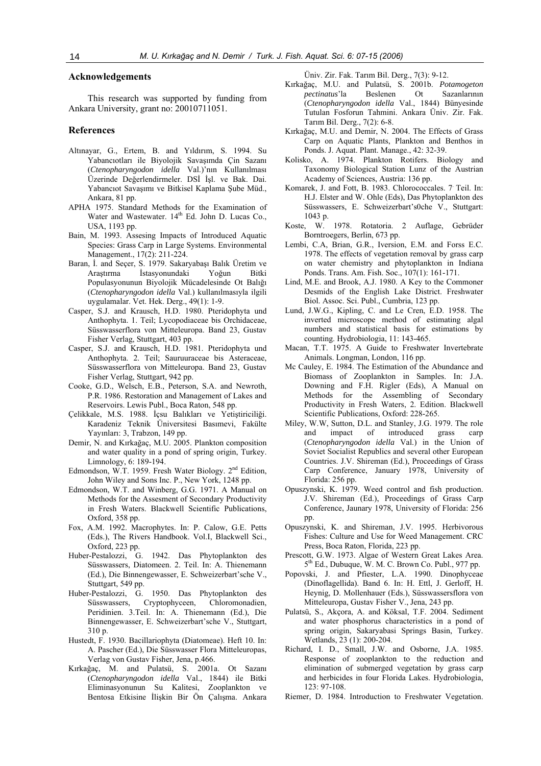## Acknowledgements

This research was supported by funding from Ankara University, grant no: 20010711051.

## References

- Altınayar, G., Ertem, B. and Yıldırım, S. 1994. Su Yabancıotları ile Biyolojik Savaşımda Çin Sazanı (*Ctenopharyngodon idella* Val.)'nın Kullanılması Üzerinde Değerlendirmeler. DSİ İşl. ve Bak. Dai. Yabancıot Savaşımı ve Bitkisel Kaplama Şube Müd., Ankara, 81 pp.
- APHA 1975. Standard Methods for the Examination of Water and Wastewater. 14th Ed. John D. Lucas Co., USA, 1193 pp.
- Bain, M. 1993. Assesing Impacts of Introduced Aquatic Species: Grass Carp in Large Systems. Environmental Management., 17(2): 211-224.
- Baran, İ. and Seçer, S. 1979. Sakaryabaşı Balık Üretim ve Araştırma İstasyonundaki Yoğun Bitki Populasyonunun Biyolojik Mücadelesinde Ot Balığı (*Ctenopharyngodon idella* Val.) kullanılmasıyla ilgili uygulamalar. Vet. Hek. Derg., 49(1): 1-9.
- Casper, S.J. and Krausch, H.D. 1980. Pteridophyta und Anthophyta. 1. Teil; Lycopodiaceae bis Orchidaceae, Süsswasserflora von Mitteleuropa. Band 23, Gustav Fisher Verlag, Stuttgart, 403 pp.
- Casper, S.J. and Krausch, H.D. 1981. Pteridophyta und Anthophyta. 2. Teil; Sauruuraceae bis Asteraceae, Süsswasserflora von Mitteleuropa. Band 23, Gustav Fisher Verlag, Stuttgart, 942 pp.
- Cooke, G.D., Welsch, E.B., Peterson, S.A. and Newroth, P.R. 1986. Restoration and Management of Lakes and Reservoirs. Lewis Publ., Boca Raton, 548 pp.
- Çelikkale, M.S. 1988. İçsu Balıkları ve Yetiştiriciliği. Karadeniz Teknik Üniversitesi Basımevi, Fakülte Yayınları: 3, Trabzon, 149 pp.
- Demir, N. and Kırkağaç, M.U. 2005. Plankton composition and water quality in a pond of spring origin, Turkey. Limnology, 6: 189-194.
- Edmondson, W.T. 1959. Fresh Water Biology. 2nd Edition, John Wiley and Sons Inc. P., New York, 1248 pp.
- Edmondson, W.T. and Winberg, G.G. 1971. A Manual on Methods for the Assesment of Secondary Productivity in Fresh Waters. Blackwell Scientific Publications, Oxford, 358 pp.
- Fox, A.M. 1992. Macrophytes. In: P. Calow, G.E. Petts (Eds.), The Rivers Handbook. Vol.I, Blackwell Sci., Oxford, 223 pp.
- Huber-Pestalozzi, G. 1942. Das Phytoplankton des Süsswassers, Diatomeen. 2. Teil. In: A. Thienemann (Ed.), Die Binnengewasser, E. Schweizerbart'sche V., Stuttgart, 549 pp.
- Huber-Pestalozzi, G. 1950. Das Phytoplankton des Süsswassers, Cryptophyceen, Chloromonadien, Peridinien. 3.Teil. In: A. Thienemann (Ed.), Die Binnengewasser, E. Schweizerbart'sche V., Stuttgart, 310 p.
- Hustedt, F. 1930. Bacillariophyta (Diatomeae). Heft 10. In: A. Pascher (Ed.), Die Süsswasser Flora Mitteleuropas, Verlag von Gustav Fisher, Jena, p.466.
- Kırkağaç, M. and Pulatsü, S. 2001a. Ot Sazanı (*Ctenopharyngodon idella* Val., 1844) ile Bitki Eliminasyonunun Su Kalitesi, Zooplankton ve Bentosa Etkisine İlişkin Bir Ön Çalışma. Ankara Üniv. Zir. Fak. Tarım Bil. Derg., 7(3): 9-12.
- Kırkağaç, M.U. and Pulatsü, S. 2001b. *Potamogeton pectinatus*'la Beslenen Ot Sazanlarının (*Ctenopharyngodon idella* Val., 1844) Bünyesinde Tutulan Fosforun Tahmini. Ankara Üniv. Zir. Fak. Tarım Bil. Derg., 7(2): 6-8.
- Kırkağaç, M.U. and Demir, N. 2004. The Effects of Grass Carp on Aquatic Plants, Plankton and Benthos in Ponds. J. Aquat. Plant. Manage., 42: 32-39.
- Kolisko, A. 1974. Plankton Rotifers. Biology and Taxonomy Biological Station Lunz of the Austrian Academy of Sciences, Austria: 136 pp.
- Komarek, J. and Fott, B. 1983. Chlorococcales. 7. Teil. In: H.J. Elster and W. Ohle (Eds), Das Phytoplankton des Süsswassers, E. Schweizerbart's0che V., Stuttgart: 1043 p.
- Koste, W. 1978. Rotatoria. 2 Auflage, Gebrüder Borntroegers, Berlin, 673 pp.
- Lembi, C.A, Brian, G.R., Iversion, E.M. and Forss E.C. 1978. The effects of vegetation removal by grass carp on water chemistry and phytoplankton in Indiana Ponds. Trans. Am. Fish. Soc., 107(1): 161-171.
- Lind, M.E. and Brook, A.J. 1980. A Key to the Commoner Desmids of the English Lake District. Freshwater Biol. Assoc. Sci. Publ., Cumbria, 123 pp.
- Lund, J.W.G., Kipling, C. and Le Cren, E.D. 1958. The inverted microscope method of estimating algal numbers and statistical basis for estimations by counting. Hydrobiologia, 11: 143-465.
- Macan, T.T. 1975. A Guide to Freshwater Invertebrate Animals. Longman, London, 116 pp.
- Mc Cauley, E. 1984. The Estimation of the Abundance and Biomass of Zooplankton in Samples. In: J.A. Downing and F.H. Rigler (Eds), A Manual on Methods for the Assembling of Secondary Productivity in Fresh Waters, 2. Edition. Blackwell Scientific Publications, Oxford: 228-265.
- Miley, W.W, Sutton, D.L. and Stanley, J.G. 1979. The role and impact of introduced grass carp (*Ctenopharyngodon idella* Val.) in the Union of Soviet Socialist Republics and several other European Countries. J.V. Shireman (Ed.), Proceedings of Grass Carp Conference, January 1978, University of Florida: 256 pp.
- Opuszynski, K. 1979. Weed control and fish production. J.V. Shireman (Ed.), Proceedings of Grass Carp Conference, Jaunary 1978, University of Florida: 256 pp.
- Opuszynski, K. and Shireman, J.V. 1995. Herbivorous Fishes: Culture and Use for Weed Management. CRC Press, Boca Raton, Florida, 223 pp.
- Prescott, G.W. 1973. Algae of Western Great Lakes Area. 5th Ed., Dubuque, W. M. C. Brown Co. Publ., 977 pp.
- Popovski, J. and Pfiester, L.A. 1990. Dinophyceae (Dinoflagellida). Band 6. In: H. Ettl, J. Gerloff, H. Heynig, D. Mollenhauer (Eds.), Süsswassersflora von Mitteleuropa, Gustav Fisher V., Jena, 243 pp.
- Pulatsü, S., Akçora, A. and Köksal, T.F. 2004. Sediment and water phosphorus characteristics in a pond of spring origin, Sakaryabasi Springs Basin, Turkey. Wetlands, 23 (1): 200-204.
- Richard, I. D., Small, J.W. and Osborne, J.A. 1985. Response of zooplankton to the reduction and elimination of submerged vegetation by grass carp and herbicides in four Florida Lakes. Hydrobiologia, 123: 97-108.
- Riemer, D. 1984. Introduction to Freshwater Vegetation.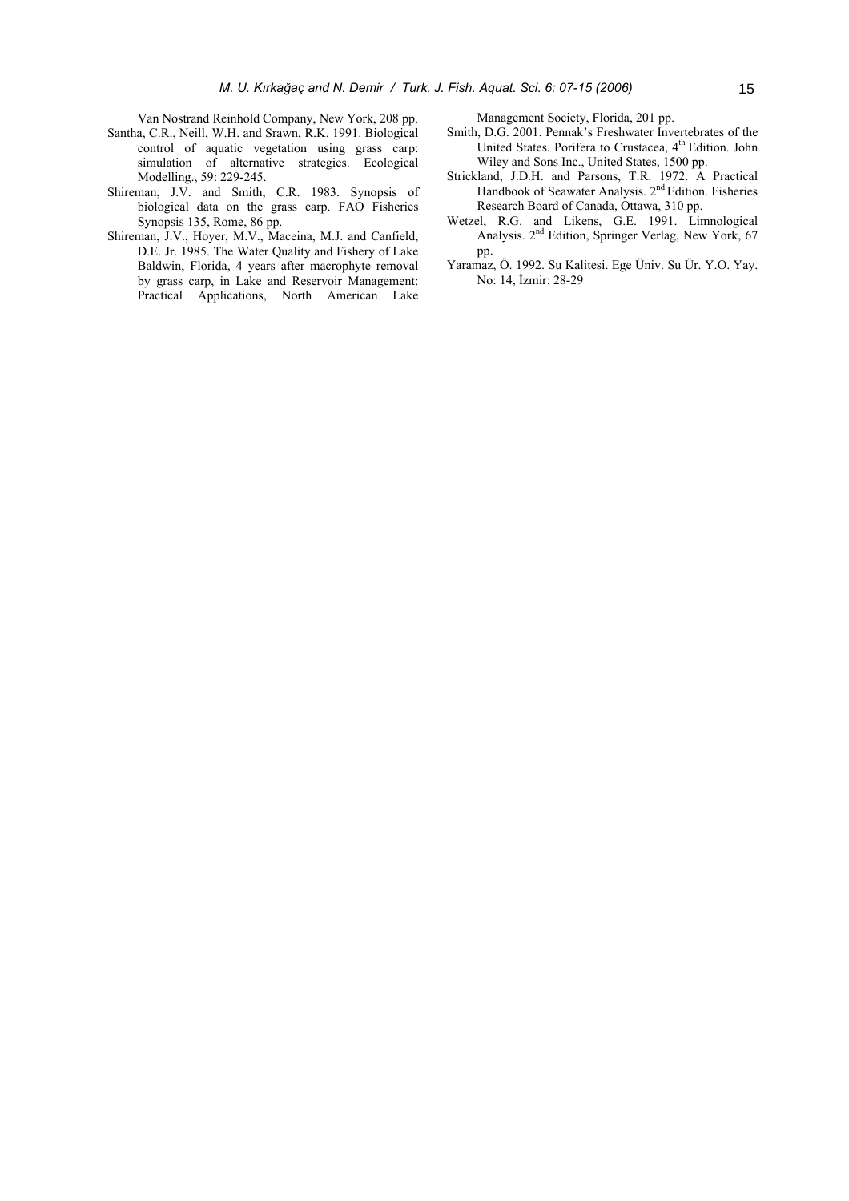Van Nostrand Reinhold Company, New York, 208 pp.

Santha, C.R., Neill, W.H. and Srawn, R.K. 1991. Biological control of aquatic vegetation using grass carp: simulation of alternative strategies. Ecological Modelling., 59: 229-245.

Shireman, J.V. and Smith, C.R. 1983. Synopsis of biological data on the grass carp. FAO Fisheries Synopsis 135, Rome, 86 pp.

Shireman, J.V., Hoyer, M.V., Maceina, M.J. and Canfield, D.E. Jr. 1985. The Water Quality and Fishery of Lake Baldwin, Florida, 4 years after macrophyte removal by grass carp, in Lake and Reservoir Management: Practical Applications, North American Lake Management Society, Florida, 201 pp.

Smith, D.G. 2001. Pennak's Freshwater Invertebrates of the United States. Porifera to Crustacea, 4th Edition. John Wiley and Sons Inc., United States, 1500 pp.

Strickland, J.D.H. and Parsons, T.R. 1972. A Practical Handbook of Seawater Analysis. 2nd Edition. Fisheries Research Board of Canada, Ottawa, 310 pp.

Wetzel, R.G. and Likens, G.E. 1991. Limnological Analysis. 2nd Edition, Springer Verlag, New York, 67 pp.

Yaramaz, Ö. 1992. Su Kalitesi. Ege Üniv. Su Ür. Y.O. Yay. No: 14, İzmir: 28-29